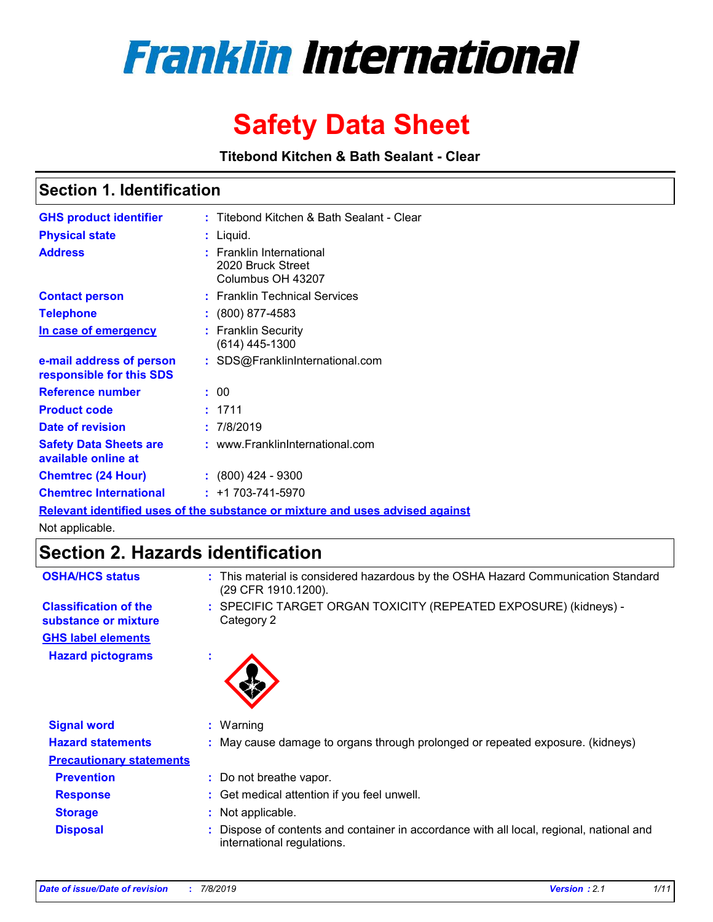# Franklin International

# Safety Data Sheet

**Titebond Kitchen & Bath Sealant - Clear**

## Section 1. Identification

| | | |
|---|---|---|
| **GHS product identifier** | : | Titebond Kitchen & Bath Sealant - Clear |
| **Physical state** | : | Liquid. |
| **Address** | : | Franklin International<br>2020 Bruck Street<br>Columbus OH 43207 |
| **Contact person** | : | Franklin Technical Services |
| **Telephone** | : | (800) 877-4583 |
| **In case of emergency** | : | Franklin Security<br>(614) 445-1300 |
| **e-mail address of person responsible for this SDS** | : | SDS@FranklinInternational.com |
| **Reference number** | : | 00 |
| **Product code** | : | 1711 |
| **Date of revision** | : | 7/8/2019 |
| **Safety Data Sheets are available online at** | : | www.FranklinInternational.com |
| **Chemtrec (24 Hour)** | : | (800) 424 - 9300 |
| **Chemtrec International** | : | +1 703-741-5970 |

**Relevant identified uses of the substance or mixture and uses advised against**

Not applicable.

## Section 2. Hazards identification

| | | |
|---|---|---|
| **OSHA/HCS status** | : | This material is considered hazardous by the OSHA Hazard Communication Standard (29 CFR 1910.1200). |
| **Classification of the substance or mixture** | : | SPECIFIC TARGET ORGAN TOXICITY (REPEATED EXPOSURE) (kidneys) - Category 2 |

**GHS label elements**

| | | |
|---|---|---|
| **Hazard pictograms** | : | |
| **Signal word** | : | Warning |
| **Hazard statements** | : | May cause damage to organs through prolonged or repeated exposure. (kidneys) |

**Precautionary statements**

| | | |
|---|---|---|
| **Prevention** | : | Do not breathe vapor. |
| **Response** | : | Get medical attention if you feel unwell. |
| **Storage** | : | Not applicable. |
| **Disposal** | : | Dispose of contents and container in accordance with all local, regional, national and international regulations. |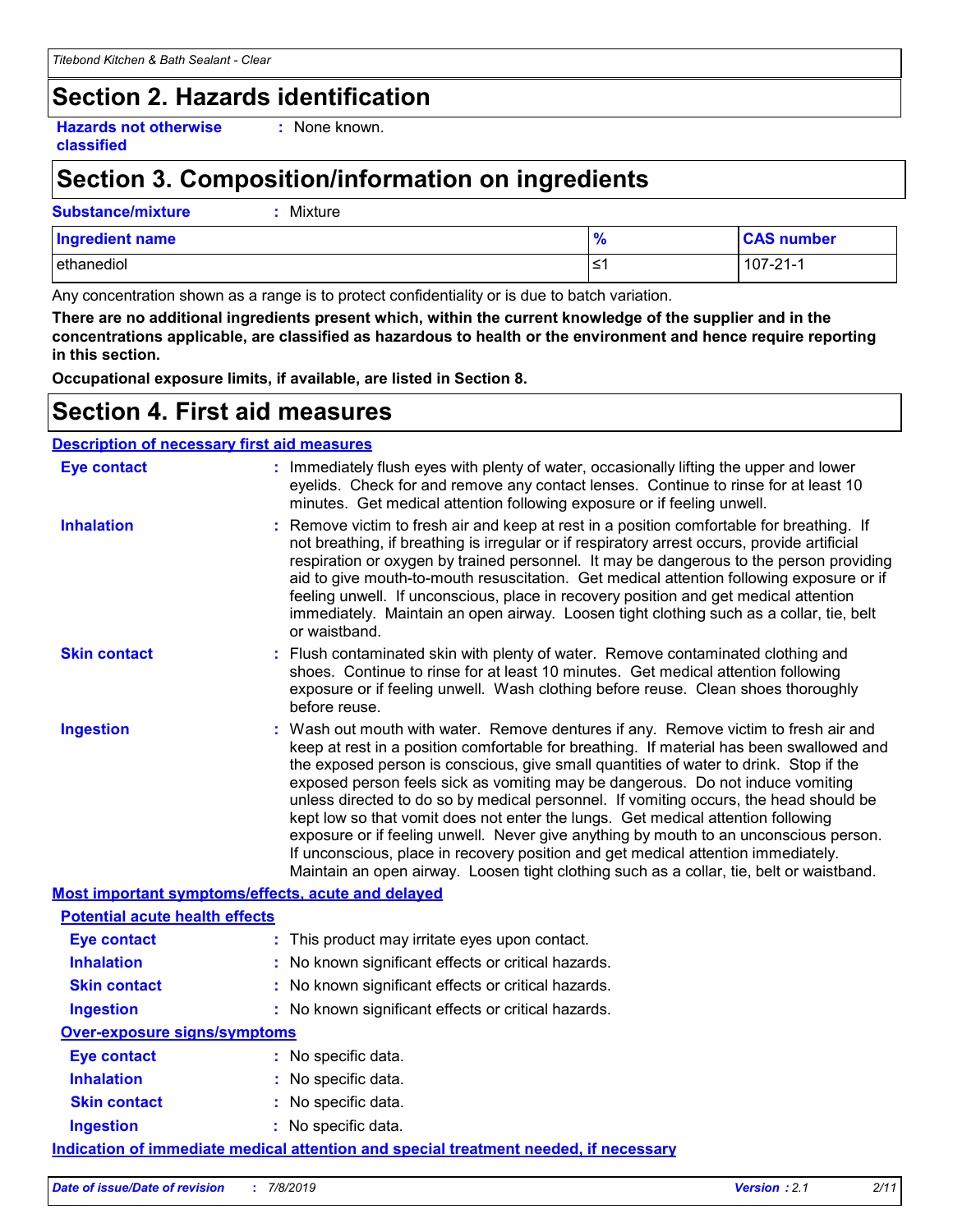## Section 2. Hazards identification

**Hazards not otherwise classified** : None known.

## Section 3. Composition/information on ingredients

**Substance/mixture** : Mixture

| Ingredient name | % | CAS number |
|---|---|---|
| ethanediol | ≤1 | 107-21-1 |

Any concentration shown as a range is to protect confidentiality or is due to batch variation.

**There are no additional ingredients present which, within the current knowledge of the supplier and in the concentrations applicable, are classified as hazardous to health or the environment and hence require reporting in this section.**

**Occupational exposure limits, if available, are listed in Section 8.**

## Section 4. First aid measures

### Description of necessary first aid measures

**Eye contact** : Immediately flush eyes with plenty of water, occasionally lifting the upper and lower eyelids. Check for and remove any contact lenses. Continue to rinse for at least 10 minutes. Get medical attention following exposure or if feeling unwell.

**Inhalation** : Remove victim to fresh air and keep at rest in a position comfortable for breathing. If not breathing, if breathing is irregular or if respiratory arrest occurs, provide artificial respiration or oxygen by trained personnel. It may be dangerous to the person providing aid to give mouth-to-mouth resuscitation. Get medical attention following exposure or if feeling unwell. If unconscious, place in recovery position and get medical attention immediately. Maintain an open airway. Loosen tight clothing such as a collar, tie, belt or waistband.

**Skin contact** : Flush contaminated skin with plenty of water. Remove contaminated clothing and shoes. Continue to rinse for at least 10 minutes. Get medical attention following exposure or if feeling unwell. Wash clothing before reuse. Clean shoes thoroughly before reuse.

**Ingestion** : Wash out mouth with water. Remove dentures if any. Remove victim to fresh air and keep at rest in a position comfortable for breathing. If material has been swallowed and the exposed person is conscious, give small quantities of water to drink. Stop if the exposed person feels sick as vomiting may be dangerous. Do not induce vomiting unless directed to do so by medical personnel. If vomiting occurs, the head should be kept low so that vomit does not enter the lungs. Get medical attention following exposure or if feeling unwell. Never give anything by mouth to an unconscious person. If unconscious, place in recovery position and get medical attention immediately. Maintain an open airway. Loosen tight clothing such as a collar, tie, belt or waistband.

### Most important symptoms/effects, acute and delayed

#### Potential acute health effects

**Eye contact** : This product may irritate eyes upon contact.

**Inhalation** : No known significant effects or critical hazards.

**Skin contact** : No known significant effects or critical hazards.

**Ingestion** : No known significant effects or critical hazards.

#### Over-exposure signs/symptoms

**Eye contact** : No specific data.

**Inhalation** : No specific data.

**Skin contact** : No specific data.

**Ingestion** : No specific data.

### Indication of immediate medical attention and special treatment needed, if necessary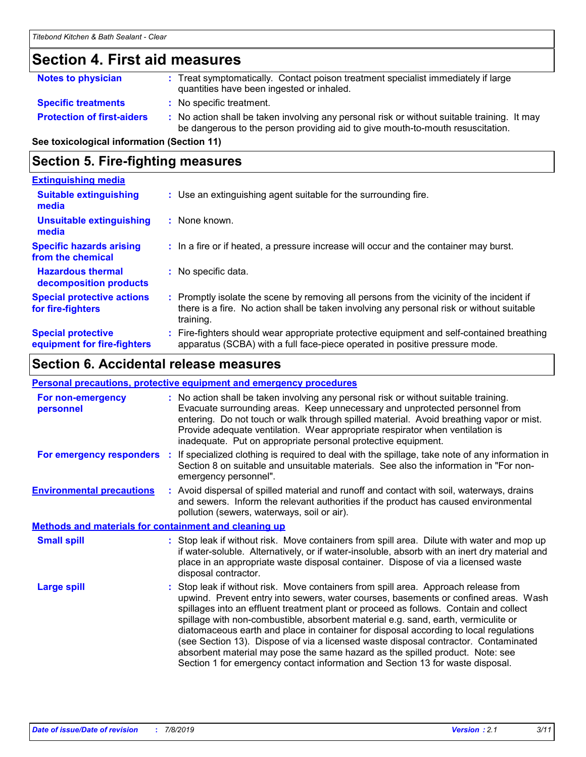## Section 4. First aid measures

**Notes to physician** : Treat symptomatically. Contact poison treatment specialist immediately if large quantities have been ingested or inhaled.

**Specific treatments** : No specific treatment.

**Protection of first-aiders** : No action shall be taken involving any personal risk or without suitable training. It may be dangerous to the person providing aid to give mouth-to-mouth resuscitation.

**See toxicological information (Section 11)**

## Section 5. Fire-fighting measures

**Extinguishing media**

**Suitable extinguishing media** : Use an extinguishing agent suitable for the surrounding fire.

**Unsuitable extinguishing media** : None known.

**Specific hazards arising from the chemical** : In a fire or if heated, a pressure increase will occur and the container may burst.

**Hazardous thermal decomposition products** : No specific data.

**Special protective actions for fire-fighters** : Promptly isolate the scene by removing all persons from the vicinity of the incident if there is a fire. No action shall be taken involving any personal risk or without suitable training.

**Special protective equipment for fire-fighters** : Fire-fighters should wear appropriate protective equipment and self-contained breathing apparatus (SCBA) with a full face-piece operated in positive pressure mode.

## Section 6. Accidental release measures

**Personal precautions, protective equipment and emergency procedures**

**For non-emergency personnel** : No action shall be taken involving any personal risk or without suitable training. Evacuate surrounding areas. Keep unnecessary and unprotected personnel from entering. Do not touch or walk through spilled material. Avoid breathing vapor or mist. Provide adequate ventilation. Wear appropriate respirator when ventilation is inadequate. Put on appropriate personal protective equipment.

**For emergency responders** : If specialized clothing is required to deal with the spillage, take note of any information in Section 8 on suitable and unsuitable materials. See also the information in "For non-emergency personnel".

**Environmental precautions** : Avoid dispersal of spilled material and runoff and contact with soil, waterways, drains and sewers. Inform the relevant authorities if the product has caused environmental pollution (sewers, waterways, soil or air).

**Methods and materials for containment and cleaning up**

**Small spill** : Stop leak if without risk. Move containers from spill area. Dilute with water and mop up if water-soluble. Alternatively, or if water-insoluble, absorb with an inert dry material and place in an appropriate waste disposal container. Dispose of via a licensed waste disposal contractor.

**Large spill** : Stop leak if without risk. Move containers from spill area. Approach release from upwind. Prevent entry into sewers, water courses, basements or confined areas. Wash spillages into an effluent treatment plant or proceed as follows. Contain and collect spillage with non-combustible, absorbent material e.g. sand, earth, vermiculite or diatomaceous earth and place in container for disposal according to local regulations (see Section 13). Dispose of via a licensed waste disposal contractor. Contaminated absorbent material may pose the same hazard as the spilled product. Note: see Section 1 for emergency contact information and Section 13 for waste disposal.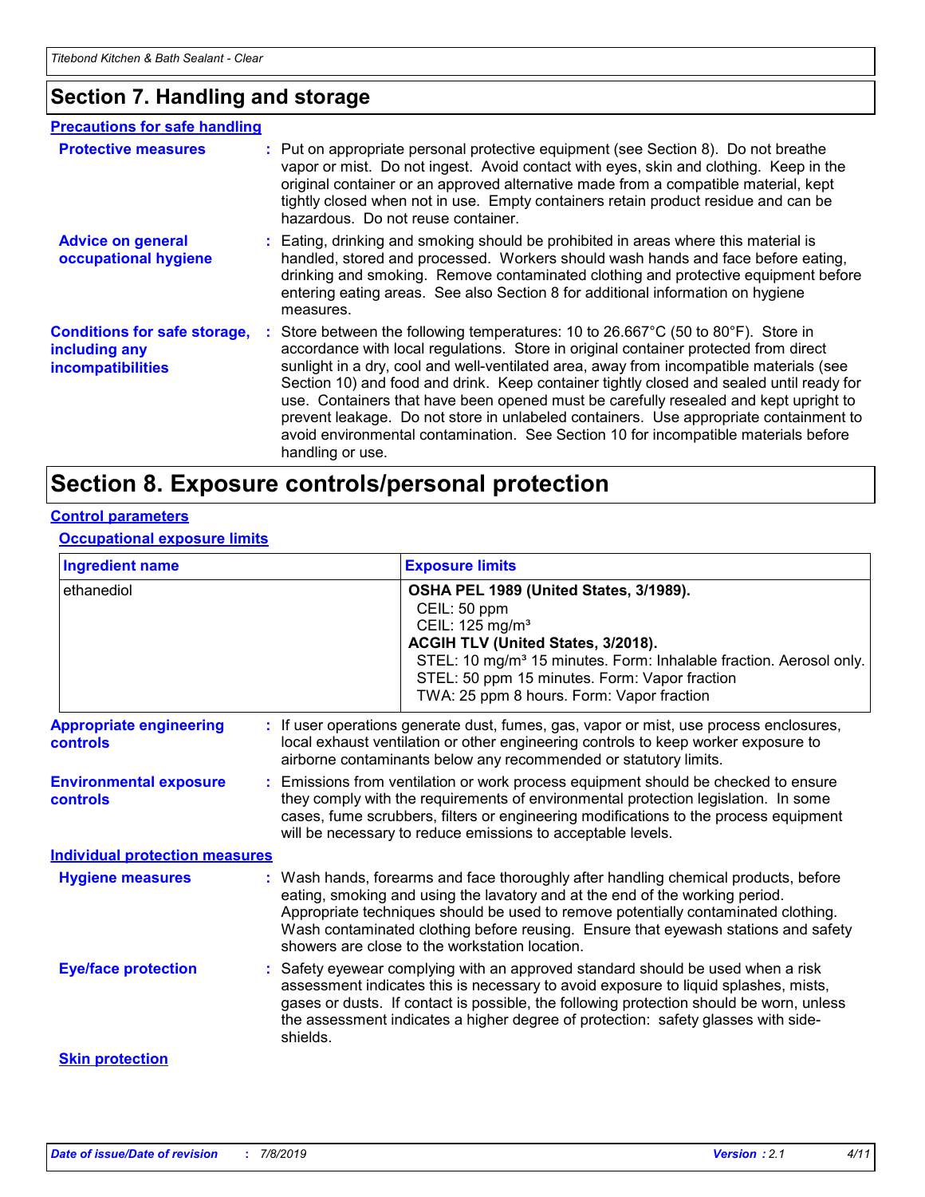## Section 7. Handling and storage

### Precautions for safe handling

**Protective measures** : Put on appropriate personal protective equipment (see Section 8). Do not breathe vapor or mist. Do not ingest. Avoid contact with eyes, skin and clothing. Keep in the original container or an approved alternative made from a compatible material, kept tightly closed when not in use. Empty containers retain product residue and can be hazardous. Do not reuse container.

**Advice on general occupational hygiene** : Eating, drinking and smoking should be prohibited in areas where this material is handled, stored and processed. Workers should wash hands and face before eating, drinking and smoking. Remove contaminated clothing and protective equipment before entering eating areas. See also Section 8 for additional information on hygiene measures.

**Conditions for safe storage, including any incompatibilities** : Store between the following temperatures: 10 to 26.667°C (50 to 80°F). Store in accordance with local regulations. Store in original container protected from direct sunlight in a dry, cool and well-ventilated area, away from incompatible materials (see Section 10) and food and drink. Keep container tightly closed and sealed until ready for use. Containers that have been opened must be carefully resealed and kept upright to prevent leakage. Do not store in unlabeled containers. Use appropriate containment to avoid environmental contamination. See Section 10 for incompatible materials before handling or use.

## Section 8. Exposure controls/personal protection

### Control parameters

#### Occupational exposure limits

| Ingredient name | Exposure limits |
|---|---|
| ethanediol | **OSHA PEL 1989 (United States, 3/1989).**<br>CEIL: 50 ppm<br>CEIL: 125 mg/m³<br>**ACGIH TLV (United States, 3/2018).**<br>STEL: 10 mg/m³ 15 minutes. Form: Inhalable fraction. Aerosol only.<br>STEL: 50 ppm 15 minutes. Form: Vapor fraction<br>TWA: 25 ppm 8 hours. Form: Vapor fraction |

**Appropriate engineering controls** : If user operations generate dust, fumes, gas, vapor or mist, use process enclosures, local exhaust ventilation or other engineering controls to keep worker exposure to airborne contaminants below any recommended or statutory limits.

**Environmental exposure controls** : Emissions from ventilation or work process equipment should be checked to ensure they comply with the requirements of environmental protection legislation. In some cases, fume scrubbers, filters or engineering modifications to the process equipment will be necessary to reduce emissions to acceptable levels.

### Individual protection measures

**Hygiene measures** : Wash hands, forearms and face thoroughly after handling chemical products, before eating, smoking and using the lavatory and at the end of the working period. Appropriate techniques should be used to remove potentially contaminated clothing. Wash contaminated clothing before reusing. Ensure that eyewash stations and safety showers are close to the workstation location.

**Eye/face protection** : Safety eyewear complying with an approved standard should be used when a risk assessment indicates this is necessary to avoid exposure to liquid splashes, mists, gases or dusts. If contact is possible, the following protection should be worn, unless the assessment indicates a higher degree of protection: safety glasses with side-shields.

**Skin protection**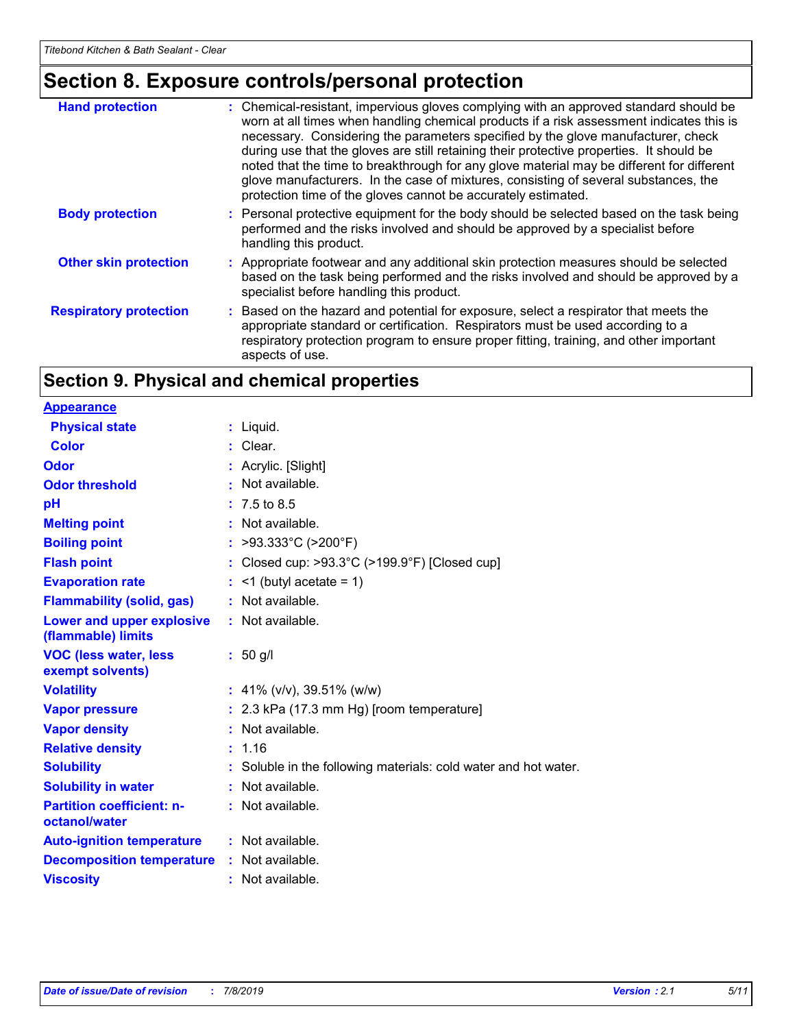# Section 8. Exposure controls/personal protection

| | |
|---|---|
| **Hand protection** | Chemical-resistant, impervious gloves complying with an approved standard should be worn at all times when handling chemical products if a risk assessment indicates this is necessary. Considering the parameters specified by the glove manufacturer, check during use that the gloves are still retaining their protective properties. It should be noted that the time to breakthrough for any glove material may be different for different glove manufacturers. In the case of mixtures, consisting of several substances, the protection time of the gloves cannot be accurately estimated. |
| **Body protection** | Personal protective equipment for the body should be selected based on the task being performed and the risks involved and should be approved by a specialist before handling this product. |
| **Other skin protection** | Appropriate footwear and any additional skin protection measures should be selected based on the task being performed and the risks involved and should be approved by a specialist before handling this product. |
| **Respiratory protection** | Based on the hazard and potential for exposure, select a respirator that meets the appropriate standard or certification. Respirators must be used according to a respiratory protection program to ensure proper fitting, training, and other important aspects of use. |

# Section 9. Physical and chemical properties

**Appearance**

| | |
|---|---|
| **Physical state** | Liquid. |
| **Color** | Clear. |
| **Odor** | Acrylic. [Slight] |
| **Odor threshold** | Not available. |
| **pH** | 7.5 to 8.5 |
| **Melting point** | Not available. |
| **Boiling point** | >93.333°C (>200°F) |
| **Flash point** | Closed cup: >93.3°C (>199.9°F) [Closed cup] |
| **Evaporation rate** | <1 (butyl acetate = 1) |
| **Flammability (solid, gas)** | Not available. |
| **Lower and upper explosive (flammable) limits** | Not available. |
| **VOC (less water, less exempt solvents)** | 50 g/l |
| **Volatility** | 41% (v/v), 39.51% (w/w) |
| **Vapor pressure** | 2.3 kPa (17.3 mm Hg) [room temperature] |
| **Vapor density** | Not available. |
| **Relative density** | 1.16 |
| **Solubility** | Soluble in the following materials: cold water and hot water. |
| **Solubility in water** | Not available. |
| **Partition coefficient: n-octanol/water** | Not available. |
| **Auto-ignition temperature** | Not available. |
| **Decomposition temperature** | Not available. |
| **Viscosity** | Not available. |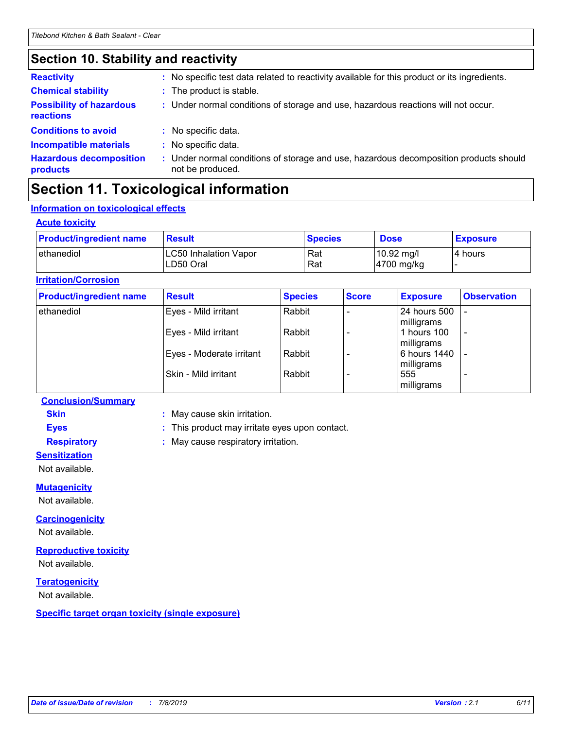## Section 10. Stability and reactivity

**Reactivity** : No specific test data related to reactivity available for this product or its ingredients.

**Chemical stability** : The product is stable.

**Possibility of hazardous reactions** : Under normal conditions of storage and use, hazardous reactions will not occur.

**Conditions to avoid** : No specific data.

**Incompatible materials** : No specific data.

**Hazardous decomposition products** : Under normal conditions of storage and use, hazardous decomposition products should not be produced.

## Section 11. Toxicological information

### Information on toxicological effects

#### Acute toxicity

| Product/ingredient name | Result | Species | Dose | Exposure |
|---|---|---|---|---|
| ethanediol | LC50 Inhalation Vapor<br>LD50 Oral | Rat<br>Rat | 10.92 mg/l<br>4700 mg/kg | 4 hours<br>- |

#### Irritation/Corrosion

| Product/ingredient name | Result | Species | Score | Exposure | Observation |
|---|---|---|---|---|---|
| ethanediol | Eyes - Mild irritant | Rabbit | - | 24 hours 500 milligrams | - |
| | Eyes - Mild irritant | Rabbit | - | 1 hours 100 milligrams | - |
| | Eyes - Moderate irritant | Rabbit | - | 6 hours 1440 milligrams | - |
| | Skin - Mild irritant | Rabbit | - | 555 milligrams | - |

#### Conclusion/Summary

**Skin** : May cause skin irritation.

**Eyes** : This product may irritate eyes upon contact.

**Respiratory** : May cause respiratory irritation.

#### Sensitization

Not available.

#### Mutagenicity

Not available.

#### Carcinogenicity

Not available.

#### Reproductive toxicity

Not available.

#### Teratogenicity

Not available.

#### Specific target organ toxicity (single exposure)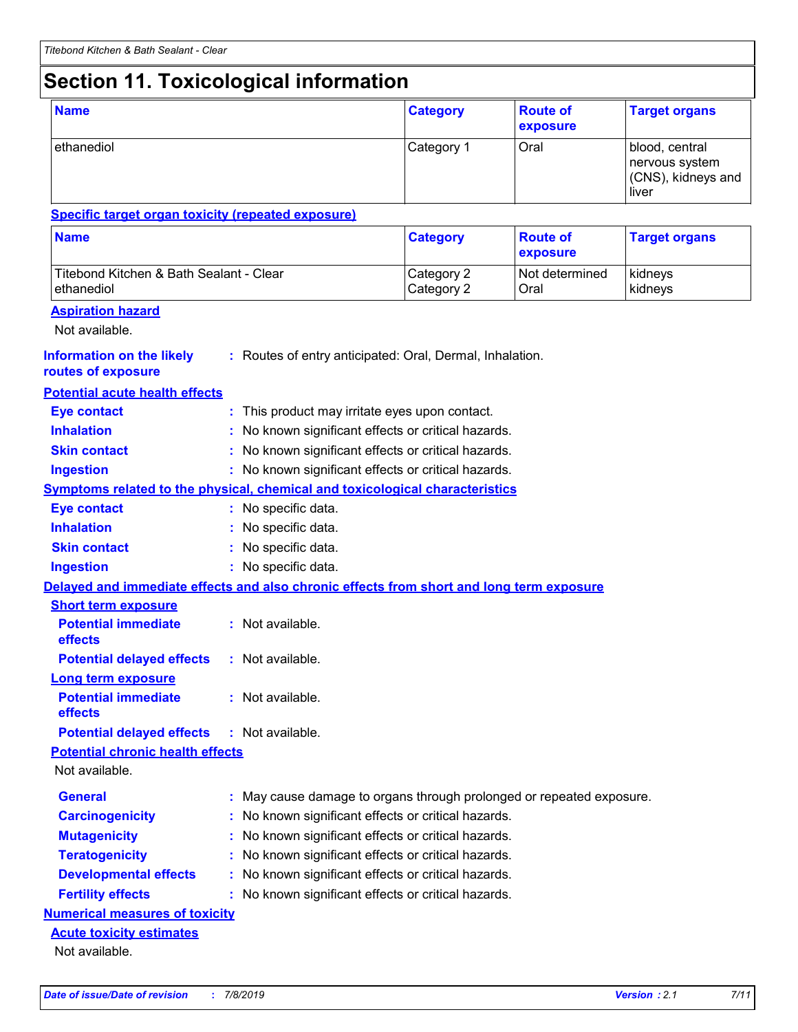# Section 11. Toxicological information

| Name | Category | Route of exposure | Target organs |
|---|---|---|---|
| ethanediol | Category 1 | Oral | blood, central nervous system (CNS), kidneys and liver |

**Specific target organ toxicity (repeated exposure)**

| Name | Category | Route of exposure | Target organs |
|---|---|---|---|
| Titebond Kitchen & Bath Sealant - Clear | Category 2 | Not determined | kidneys |
| ethanediol | Category 2 | Oral | kidneys |

**Aspiration hazard**

Not available.

**Information on the likely routes of exposure** : Routes of entry anticipated: Oral, Dermal, Inhalation.

**Potential acute health effects**

**Eye contact** : This product may irritate eyes upon contact.

**Inhalation** : No known significant effects or critical hazards.

**Skin contact** : No known significant effects or critical hazards.

**Ingestion** : No known significant effects or critical hazards.

**Symptoms related to the physical, chemical and toxicological characteristics**

**Eye contact** : No specific data.

**Inhalation** : No specific data.

**Skin contact** : No specific data.

**Ingestion** : No specific data.

**Delayed and immediate effects and also chronic effects from short and long term exposure**

**Short term exposure**

**Potential immediate effects** : Not available.

**Potential delayed effects** : Not available.

**Long term exposure**

**Potential immediate effects** : Not available.

**Potential delayed effects** : Not available.

**Potential chronic health effects**

Not available.

**General** : May cause damage to organs through prolonged or repeated exposure.

**Carcinogenicity** : No known significant effects or critical hazards.

**Mutagenicity** : No known significant effects or critical hazards.

**Teratogenicity** : No known significant effects or critical hazards.

**Developmental effects** : No known significant effects or critical hazards.

**Fertility effects** : No known significant effects or critical hazards.

**Numerical measures of toxicity**

**Acute toxicity estimates**

Not available.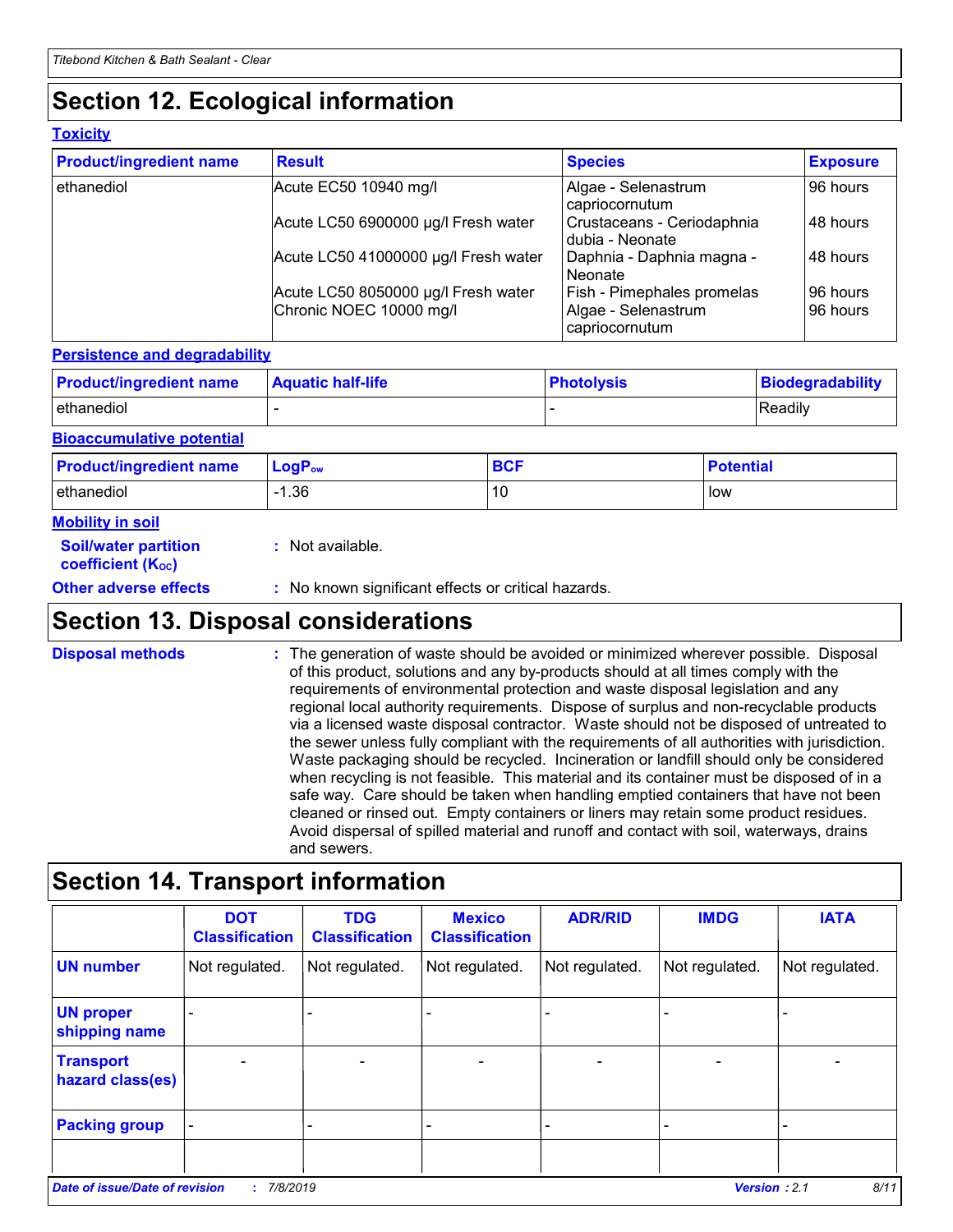# Section 12. Ecological information

### Toxicity

| Product/ingredient name | Result | Species | Exposure |
| --- | --- | --- | --- |
| ethanediol | Acute EC50 10940 mg/l | Algae - Selenastrum capriocornutum | 96 hours |
| | Acute LC50 6900000 µg/l Fresh water | Crustaceans - Ceriodaphnia dubia - Neonate | 48 hours |
| | Acute LC50 41000000 µg/l Fresh water | Daphnia - Daphnia magna - Neonate | 48 hours |
| | Acute LC50 8050000 µg/l Fresh water | Fish - Pimephales promelas | 96 hours |
| | Chronic NOEC 10000 mg/l | Algae - Selenastrum capriocornutum | 96 hours |

### Persistence and degradability

| Product/ingredient name | Aquatic half-life | Photolysis | Biodegradability |
| --- | --- | --- | --- |
| ethanediol | - | - | Readily |

### Bioaccumulative potential

| Product/ingredient name | $LogP_{ow}$ | BCF | Potential |
| --- | --- | --- | --- |
| ethanediol | -1.36 | 10 | low |

### Mobility in soil

**Soil/water partition coefficient ($K_{OC}$)** : Not available.

**Other adverse effects** : No known significant effects or critical hazards.

# Section 13. Disposal considerations

**Disposal methods** : The generation of waste should be avoided or minimized wherever possible. Disposal of this product, solutions and any by-products should at all times comply with the requirements of environmental protection and waste disposal legislation and any regional local authority requirements. Dispose of surplus and non-recyclable products via a licensed waste disposal contractor. Waste should not be disposed of untreated to the sewer unless fully compliant with the requirements of all authorities with jurisdiction. Waste packaging should be recycled. Incineration or landfill should only be considered when recycling is not feasible. This material and its container must be disposed of in a safe way. Care should be taken when handling emptied containers that have not been cleaned or rinsed out. Empty containers or liners may retain some product residues. Avoid dispersal of spilled material and runoff and contact with soil, waterways, drains and sewers.

# Section 14. Transport information

| | DOT Classification | TDG Classification | Mexico Classification | ADR/RID | IMDG | IATA |
| --- | --- | --- | --- | --- | --- | --- |
| UN number | Not regulated. | Not regulated. | Not regulated. | Not regulated. | Not regulated. | Not regulated. |
| UN proper shipping name | - | - | - | - | - | - |
| Transport hazard class(es) | - | - | - | - | - | - |
| Packing group | - | - | - | - | - | - |
| | | | | | | |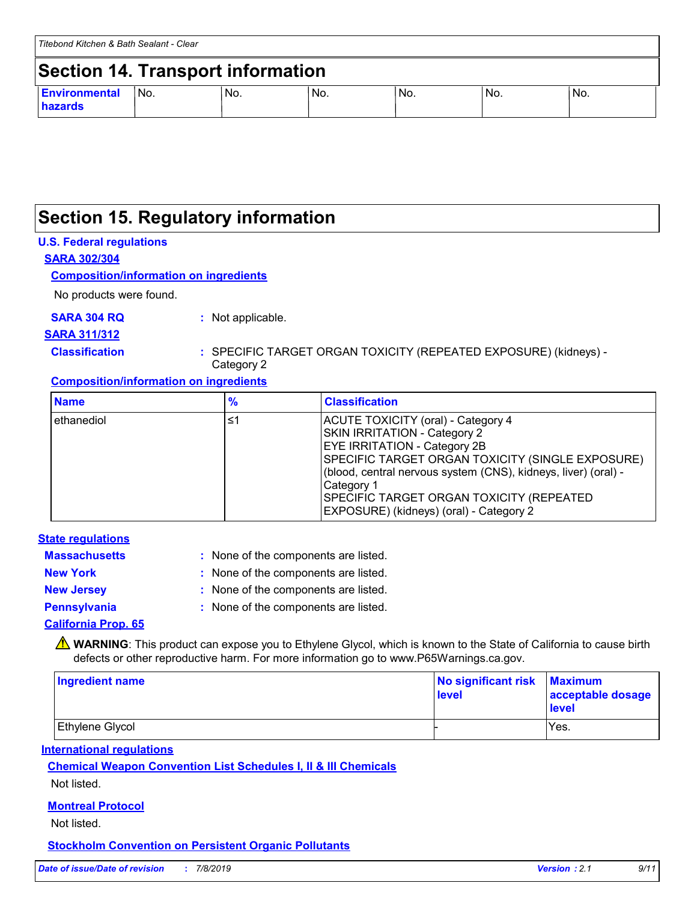## Section 14. Transport information

| Environmental hazards | No. | No. | No. | No. | No. | No. |
|---|---|---|---|---|---|---|

## Section 15. Regulatory information

**U.S. Federal regulations**

**SARA 302/304**

**Composition/information on ingredients**

No products were found.

**SARA 304 RQ** : Not applicable.

**SARA 311/312**

**Classification** : SPECIFIC TARGET ORGAN TOXICITY (REPEATED EXPOSURE) (kidneys) - Category 2

**Composition/information on ingredients**

| Name | % | Classification |
|---|---|---|
| ethanediol | ≤1 | ACUTE TOXICITY (oral) - Category 4<br>SKIN IRRITATION - Category 2<br>EYE IRRITATION - Category 2B<br>SPECIFIC TARGET ORGAN TOXICITY (SINGLE EXPOSURE) (blood, central nervous system (CNS), kidneys, liver) (oral) - Category 1<br>SPECIFIC TARGET ORGAN TOXICITY (REPEATED EXPOSURE) (kidneys) (oral) - Category 2 |

**State regulations**

**Massachusetts** : None of the components are listed.

**New York** : None of the components are listed.

**New Jersey** : None of the components are listed.

**Pennsylvania** : None of the components are listed.

**California Prop. 65**

⚠ **WARNING**: This product can expose you to Ethylene Glycol, which is known to the State of California to cause birth defects or other reproductive harm. For more information go to www.P65Warnings.ca.gov.

| Ingredient name | No significant risk level | Maximum acceptable dosage level |
|---|---|---|
| Ethylene Glycol | - | Yes. |

**International regulations**

**Chemical Weapon Convention List Schedules I, II & III Chemicals**

Not listed.

**Montreal Protocol**

Not listed.

**Stockholm Convention on Persistent Organic Pollutants**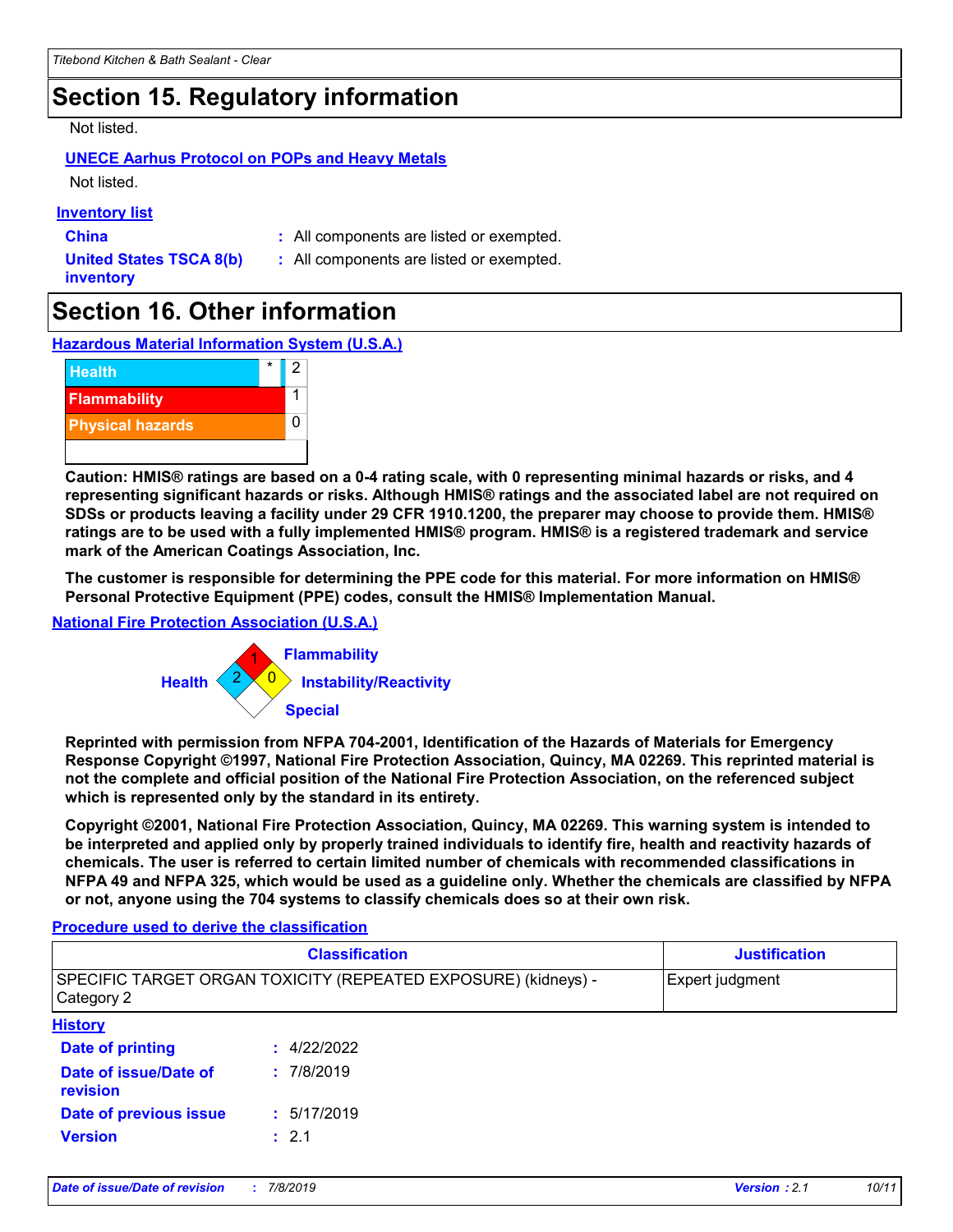# Section 15. Regulatory information

Not listed.

**UNECE Aarhus Protocol on POPs and Heavy Metals**

Not listed.

**Inventory list**

**China** : All components are listed or exempted.

**United States TSCA 8(b) inventory** : All components are listed or exempted.

# Section 16. Other information

**Hazardous Material Information System (U.S.A.)**

| | | |
|---|---|---|
| Health | * | 2 |
| Flammability | | 1 |
| Physical hazards | | 0 |

**Caution: HMIS® ratings are based on a 0-4 rating scale, with 0 representing minimal hazards or risks, and 4 representing significant hazards or risks. Although HMIS® ratings and the associated label are not required on SDSs or products leaving a facility under 29 CFR 1910.1200, the preparer may choose to provide them. HMIS® ratings are to be used with a fully implemented HMIS® program. HMIS® is a registered trademark and service mark of the American Coatings Association, Inc.**

**The customer is responsible for determining the PPE code for this material. For more information on HMIS® Personal Protective Equipment (PPE) codes, consult the HMIS® Implementation Manual.**

**National Fire Protection Association (U.S.A.)**

Health: 2
Flammability: 1
Instability/Reactivity: 0
Special:

**Reprinted with permission from NFPA 704-2001, Identification of the Hazards of Materials for Emergency Response Copyright ©1997, National Fire Protection Association, Quincy, MA 02269. This reprinted material is not the complete and official position of the National Fire Protection Association, on the referenced subject which is represented only by the standard in its entirety.**

**Copyright ©2001, National Fire Protection Association, Quincy, MA 02269. This warning system is intended to be interpreted and applied only by properly trained individuals to identify fire, health and reactivity hazards of chemicals. The user is referred to certain limited number of chemicals with recommended classifications in NFPA 49 and NFPA 325, which would be used as a guideline only. Whether the chemicals are classified by NFPA or not, anyone using the 704 systems to classify chemicals does so at their own risk.**

**Procedure used to derive the classification**

| Classification | Justification |
|---|---|
| SPECIFIC TARGET ORGAN TOXICITY (REPEATED EXPOSURE) (kidneys) - Category 2 | Expert judgment |

**History**

**Date of printing** : 4/22/2022

**Date of issue/Date of revision** : 7/8/2019

**Date of previous issue** : 5/17/2019

**Version** : 2.1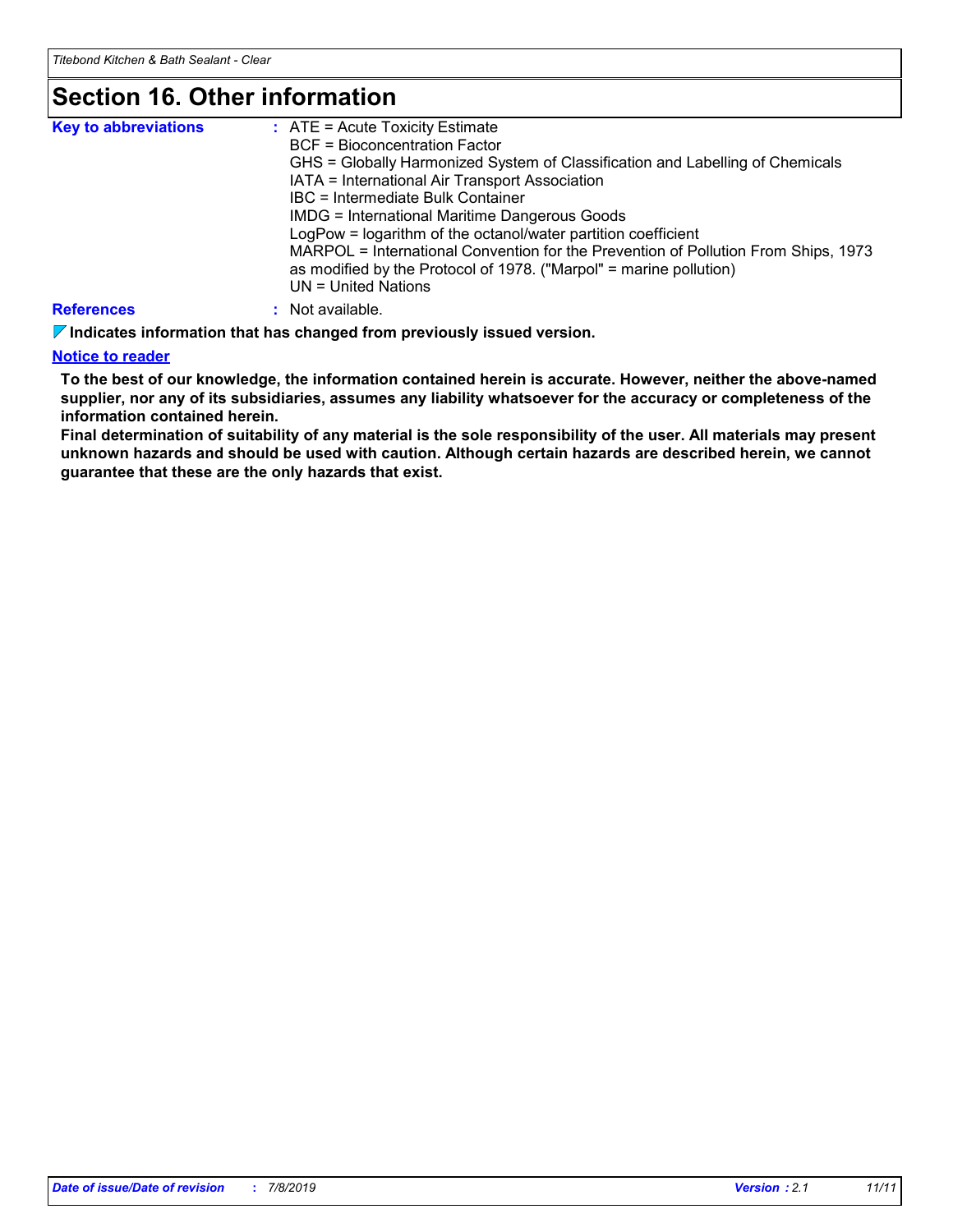# Section 16. Other information

**Key to abbreviations** : ATE = Acute Toxicity Estimate
BCF = Bioconcentration Factor
GHS = Globally Harmonized System of Classification and Labelling of Chemicals
IATA = International Air Transport Association
IBC = Intermediate Bulk Container
IMDG = International Maritime Dangerous Goods
LogPow = logarithm of the octanol/water partition coefficient
MARPOL = International Convention for the Prevention of Pollution From Ships, 1973 as modified by the Protocol of 1978. ("Marpol" = marine pollution)
UN = United Nations

**References** : Not available.

**Indicates information that has changed from previously issued version.**

**Notice to reader**

**To the best of our knowledge, the information contained herein is accurate. However, neither the above-named supplier, nor any of its subsidiaries, assumes any liability whatsoever for the accuracy or completeness of the information contained herein.**

**Final determination of suitability of any material is the sole responsibility of the user. All materials may present unknown hazards and should be used with caution. Although certain hazards are described herein, we cannot guarantee that these are the only hazards that exist.**